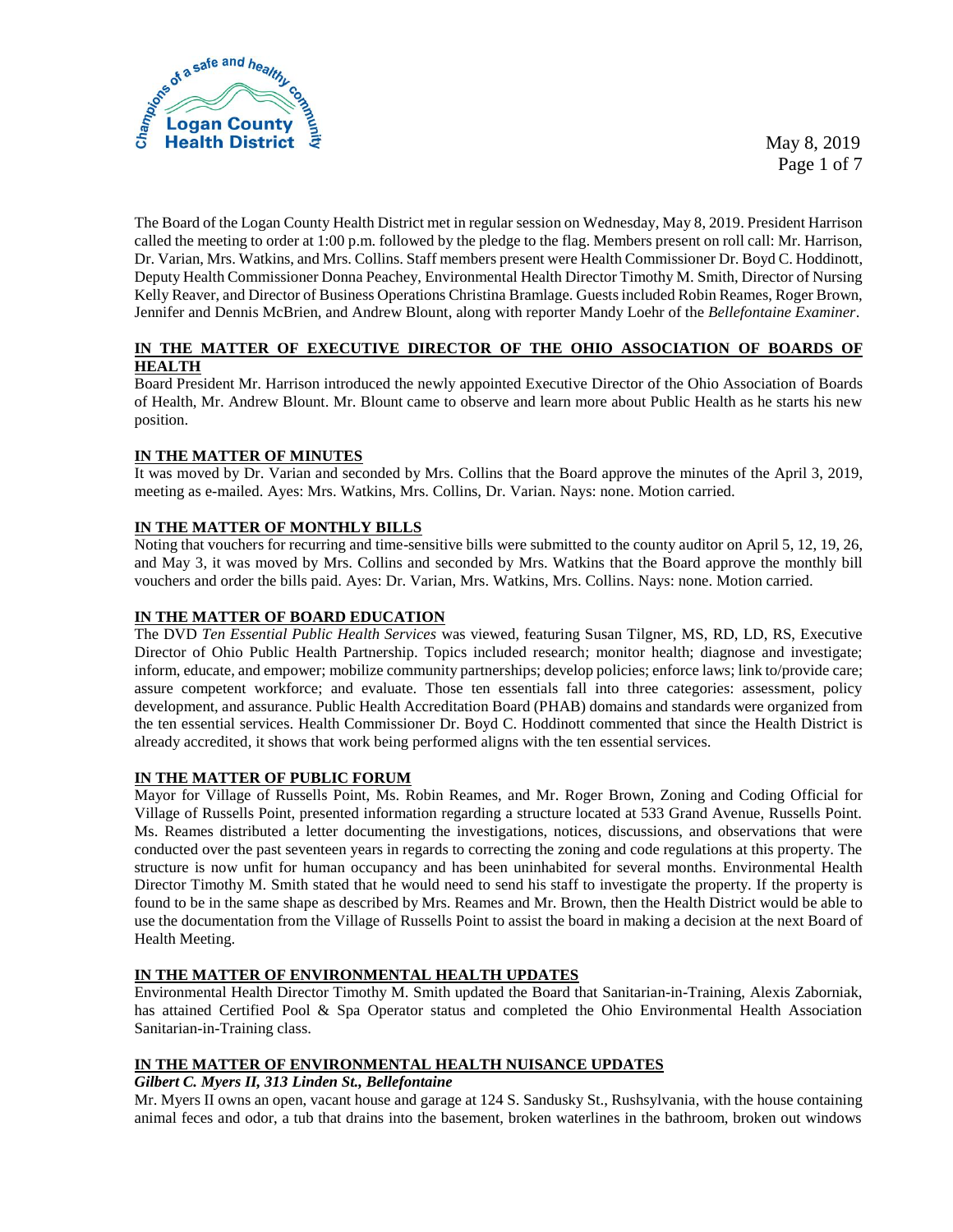The Board of the Logan County Health District met in regular session on Wednesday, May 8, 2019. President Harrison called the meeting to order at 1:00 p.m. followed by the pledge to the flag. Members present on roll call: Mr. Harrison, Dr. Varian, Mrs. Watkins, and Mrs. Collins. Staff members present were Health Commissioner Dr. Boyd C. Hoddinott, Deputy Health Commissioner Donna Peachey, Environmental Health Director Timothy M. Smith, Director of Nursing Kelly Reaver, and Director of Business Operations Christina Bramlage. Guests included Robin Reames, Roger Brown, Jennifer and Dennis McBrien, and Andrew Blount, along with reporter Mandy Loehr of the *Bellefontaine Examiner*.

**IN THE MATTER OF EXECUTIVE DIRECTOR OF THE OHIO ASSOCIATION OF BOARDS OF HEALTH**

Board President Mr. Harrison introduced the newly appointed Executive Director of the Ohio Association of Boards of Health, Mr. Andrew Blount. Mr. Blount came to observe and learn more about Public Health as he starts his new position.

**IN THE MATTER OF MINUTES**

It was moved by Dr. Varian and seconded by Mrs. Collins that the Board approve the minutes of the April 3, 2019, meeting as e-mailed. Ayes: Mrs. Watkins, Mrs. Collins, Dr. Varian. Nays: none. Motion carried.

**IN THE MATTER OF MONTHLY BILLS**

Noting that vouchers for recurring and time-sensitive bills were submitted to the county auditor on April 5, 12, 19, 26, and May 3, it was moved by Mrs. Collins and seconded by Mrs. Watkins that the Board approve the monthly bill vouchers and order the bills paid. Ayes: Dr. Varian, Mrs. Watkins, Mrs. Collins. Nays: none. Motion carried.

**IN THE MATTER OF BOARD EDUCATION**

The DVD *Ten Essential Public Health Services* was viewed, featuring Susan Tilgner, MS, RD, LD, RS, Executive Director of Ohio Public Health Partnership. Topics included research; monitor health; diagnose and investigate; inform, educate, and empower; mobilize community partnerships; develop policies; enforce laws; link to/provide care; assure competent workforce; and evaluate. Those ten essentials fall into three categories: assessment, policy development, and assurance. Public Health Accreditation Board (PHAB) domains and standards were organized from the ten essential services. Health Commissioner Dr. Boyd C. Hoddinott commented that since the Health District is already accredited, it shows that work being performed aligns with the ten essential services.

**IN THE MATTER OF PUBLIC FORUM**

Mayor for Village of Russells Point, Ms. Robin Reames, and Mr. Roger Brown, Zoning and Coding Official for Village of Russells Point, presented information regarding a structure located at 533 Grand Avenue, Russells Point. Ms. Reames distributed a letter documenting the investigations, notices, discussions, and observations that were conducted over the past seventeen years in regards to correcting the zoning and code regulations at this property. The structure is now unfit for human occupancy and has been uninhabited for several months. Environmental Health Director Timothy M. Smith stated that he would need to send his staff to investigate the property. If the property is found to be in the same shape as described by Mrs. Reames and Mr. Brown, then the Health District would be able to use the documentation from the Village of Russells Point to assist the board in making a decision at the next Board of Health Meeting.

**IN THE MATTER OF ENVIRONMENTAL HEALTH UPDATES**

Environmental Health Director Timothy M. Smith updated the Board that Sanitarian-in-Training, Alexis Zaborniak, has attained Certified Pool & Spa Operator status and completed the Ohio Environmental Health Association Sanitarian-in-Training class.

**IN THE MATTER OF ENVIRONMENTAL HEALTH NUISANCE UPDATES**

***Gilbert C. Myers II, 313 Linden St., Bellefontaine***

Mr. Myers II owns an open, vacant house and garage at 124 S. Sandusky St., Rushsylvania, with the house containing animal feces and odor, a tub that drains into the basement, broken waterlines in the bathroom, broken out windows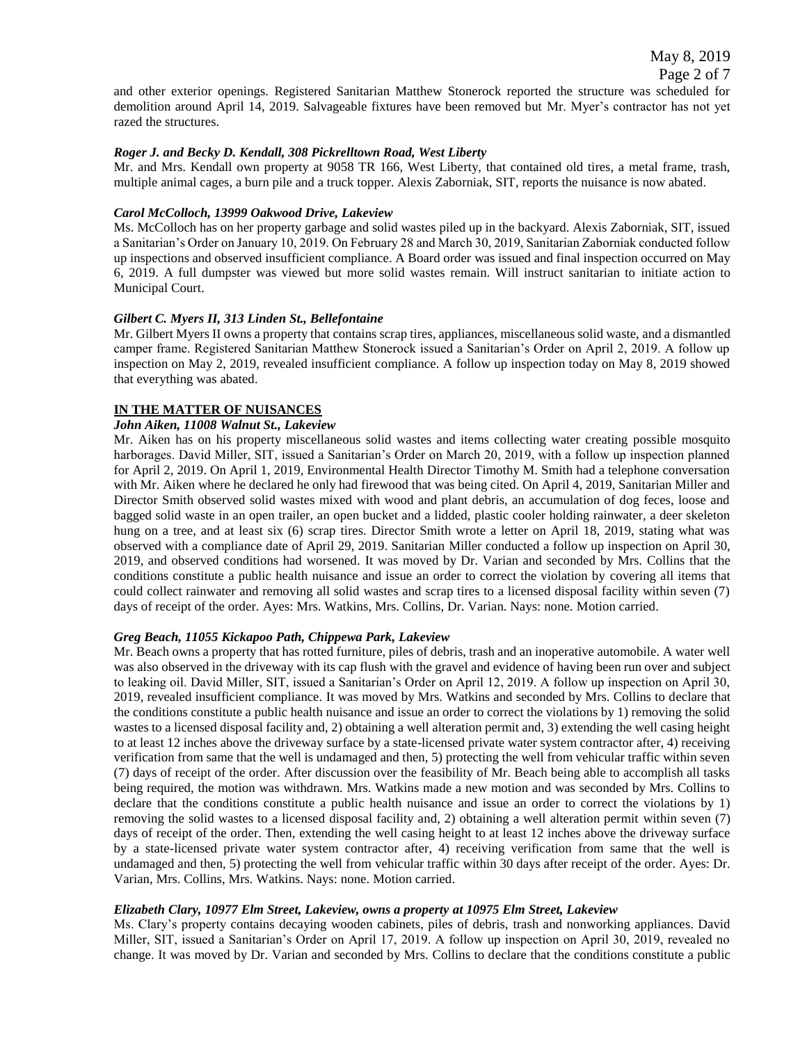and other exterior openings. Registered Sanitarian Matthew Stonerock reported the structure was scheduled for demolition around April 14, 2019. Salvageable fixtures have been removed but Mr. Myer's contractor has not yet razed the structures.

***Roger J. and Becky D. Kendall, 308 Pickrelltown Road, West Liberty***

Mr. and Mrs. Kendall own property at 9058 TR 166, West Liberty, that contained old tires, a metal frame, trash, multiple animal cages, a burn pile and a truck topper. Alexis Zaborniak, SIT, reports the nuisance is now abated.

***Carol McColloch, 13999 Oakwood Drive, Lakeview***

Ms. McColloch has on her property garbage and solid wastes piled up in the backyard. Alexis Zaborniak, SIT, issued a Sanitarian's Order on January 10, 2019. On February 28 and March 30, 2019, Sanitarian Zaborniak conducted follow up inspections and observed insufficient compliance. A Board order was issued and final inspection occurred on May 6, 2019. A full dumpster was viewed but more solid wastes remain. Will instruct sanitarian to initiate action to Municipal Court.

***Gilbert C. Myers II, 313 Linden St., Bellefontaine***

Mr. Gilbert Myers II owns a property that contains scrap tires, appliances, miscellaneous solid waste, and a dismantled camper frame. Registered Sanitarian Matthew Stonerock issued a Sanitarian's Order on April 2, 2019. A follow up inspection on May 2, 2019, revealed insufficient compliance. A follow up inspection today on May 8, 2019 showed that everything was abated.

**IN THE MATTER OF NUISANCES**

***John Aiken, 11008 Walnut St., Lakeview***

Mr. Aiken has on his property miscellaneous solid wastes and items collecting water creating possible mosquito harborages. David Miller, SIT, issued a Sanitarian's Order on March 20, 2019, with a follow up inspection planned for April 2, 2019. On April 1, 2019, Environmental Health Director Timothy M. Smith had a telephone conversation with Mr. Aiken where he declared he only had firewood that was being cited. On April 4, 2019, Sanitarian Miller and Director Smith observed solid wastes mixed with wood and plant debris, an accumulation of dog feces, loose and bagged solid waste in an open trailer, an open bucket and a lidded, plastic cooler holding rainwater, a deer skeleton hung on a tree, and at least six (6) scrap tires. Director Smith wrote a letter on April 18, 2019, stating what was observed with a compliance date of April 29, 2019. Sanitarian Miller conducted a follow up inspection on April 30, 2019, and observed conditions had worsened. It was moved by Dr. Varian and seconded by Mrs. Collins that the conditions constitute a public health nuisance and issue an order to correct the violation by covering all items that could collect rainwater and removing all solid wastes and scrap tires to a licensed disposal facility within seven (7) days of receipt of the order. Ayes: Mrs. Watkins, Mrs. Collins, Dr. Varian. Nays: none. Motion carried.

***Greg Beach, 11055 Kickapoo Path, Chippewa Park, Lakeview***

Mr. Beach owns a property that has rotted furniture, piles of debris, trash and an inoperative automobile. A water well was also observed in the driveway with its cap flush with the gravel and evidence of having been run over and subject to leaking oil. David Miller, SIT, issued a Sanitarian's Order on April 12, 2019. A follow up inspection on April 30, 2019, revealed insufficient compliance. It was moved by Mrs. Watkins and seconded by Mrs. Collins to declare that the conditions constitute a public health nuisance and issue an order to correct the violations by 1) removing the solid wastes to a licensed disposal facility and, 2) obtaining a well alteration permit and, 3) extending the well casing height to at least 12 inches above the driveway surface by a state-licensed private water system contractor after, 4) receiving verification from same that the well is undamaged and then, 5) protecting the well from vehicular traffic within seven (7) days of receipt of the order. After discussion over the feasibility of Mr. Beach being able to accomplish all tasks being required, the motion was withdrawn. Mrs. Watkins made a new motion and was seconded by Mrs. Collins to declare that the conditions constitute a public health nuisance and issue an order to correct the violations by 1) removing the solid wastes to a licensed disposal facility and, 2) obtaining a well alteration permit within seven (7) days of receipt of the order. Then, extending the well casing height to at least 12 inches above the driveway surface by a state-licensed private water system contractor after, 4) receiving verification from same that the well is undamaged and then, 5) protecting the well from vehicular traffic within 30 days after receipt of the order. Ayes: Dr. Varian, Mrs. Collins, Mrs. Watkins. Nays: none. Motion carried.

***Elizabeth Clary, 10977 Elm Street, Lakeview, owns a property at 10975 Elm Street, Lakeview***

Ms. Clary's property contains decaying wooden cabinets, piles of debris, trash and nonworking appliances. David Miller, SIT, issued a Sanitarian's Order on April 17, 2019. A follow up inspection on April 30, 2019, revealed no change. It was moved by Dr. Varian and seconded by Mrs. Collins to declare that the conditions constitute a public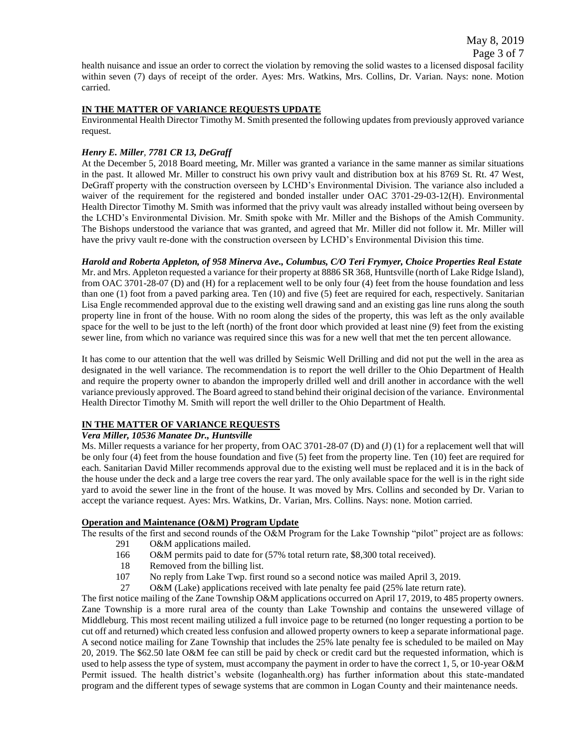health nuisance and issue an order to correct the violation by removing the solid wastes to a licensed disposal facility within seven (7) days of receipt of the order. Ayes: Mrs. Watkins, Mrs. Collins, Dr. Varian. Nays: none. Motion carried.

**IN THE MATTER OF VARIANCE REQUESTS UPDATE**

Environmental Health Director Timothy M. Smith presented the following updates from previously approved variance request.

***Henry E. Miller**, **7781 CR 13, DeGraff***

At the December 5, 2018 Board meeting, Mr. Miller was granted a variance in the same manner as similar situations in the past. It allowed Mr. Miller to construct his own privy vault and distribution box at his 8769 St. Rt. 47 West, DeGraff property with the construction overseen by LCHD's Environmental Division. The variance also included a waiver of the requirement for the registered and bonded installer under OAC 3701-29-03-12(H). Environmental Health Director Timothy M. Smith was informed that the privy vault was already installed without being overseen by the LCHD's Environmental Division. Mr. Smith spoke with Mr. Miller and the Bishops of the Amish Community. The Bishops understood the variance that was granted, and agreed that Mr. Miller did not follow it. Mr. Miller will have the privy vault re-done with the construction overseen by LCHD's Environmental Division this time.

***Harold and Roberta Appleton, of 958 Minerva Ave., Columbus, C/O Teri Frymyer, Choice Properties Real Estate***

Mr. and Mrs. Appleton requested a variance for their property at 8886 SR 368, Huntsville (north of Lake Ridge Island), from OAC 3701-28-07 (D) and (H) for a replacement well to be only four (4) feet from the house foundation and less than one (1) foot from a paved parking area. Ten (10) and five (5) feet are required for each, respectively. Sanitarian Lisa Engle recommended approval due to the existing well drawing sand and an existing gas line runs along the south property line in front of the house. With no room along the sides of the property, this was left as the only available space for the well to be just to the left (north) of the front door which provided at least nine (9) feet from the existing sewer line, from which no variance was required since this was for a new well that met the ten percent allowance.

It has come to our attention that the well was drilled by Seismic Well Drilling and did not put the well in the area as designated in the well variance. The recommendation is to report the well driller to the Ohio Department of Health and require the property owner to abandon the improperly drilled well and drill another in accordance with the well variance previously approved. The Board agreed to stand behind their original decision of the variance. Environmental Health Director Timothy M. Smith will report the well driller to the Ohio Department of Health.

**IN THE MATTER OF VARIANCE REQUESTS**

***Vera Miller, 10536 Manatee Dr., Huntsville***

Ms. Miller requests a variance for her property, from OAC 3701-28-07 (D) and (J) (1) for a replacement well that will be only four (4) feet from the house foundation and five (5) feet from the property line. Ten (10) feet are required for each. Sanitarian David Miller recommends approval due to the existing well must be replaced and it is in the back of the house under the deck and a large tree covers the rear yard. The only available space for the well is in the right side yard to avoid the sewer line in the front of the house. It was moved by Mrs. Collins and seconded by Dr. Varian to accept the variance request. Ayes: Mrs. Watkins, Dr. Varian, Mrs. Collins. Nays: none. Motion carried.

**Operation and Maintenance (O&M) Program Update**

The results of the first and second rounds of the O&M Program for the Lake Township "pilot" project are as follows:

- 291 O&M applications mailed.
- 166 O&M permits paid to date for (57% total return rate, $8,300 total received).
- 18 Removed from the billing list.
- 107 No reply from Lake Twp. first round so a second notice was mailed April 3, 2019.
- 27 O&M (Lake) applications received with late penalty fee paid (25% late return rate).

The first notice mailing of the Zane Township O&M applications occurred on April 17, 2019, to 485 property owners. Zane Township is a more rural area of the county than Lake Township and contains the unsewered village of Middleburg. This most recent mailing utilized a full invoice page to be returned (no longer requesting a portion to be cut off and returned) which created less confusion and allowed property owners to keep a separate informational page. A second notice mailing for Zane Township that includes the 25% late penalty fee is scheduled to be mailed on May 20, 2019. The $62.50 late O&M fee can still be paid by check or credit card but the requested information, which is used to help assess the type of system, must accompany the payment in order to have the correct 1, 5, or 10-year O&M Permit issued. The health district's website (loganhealth.org) has further information about this state-mandated program and the different types of sewage systems that are common in Logan County and their maintenance needs.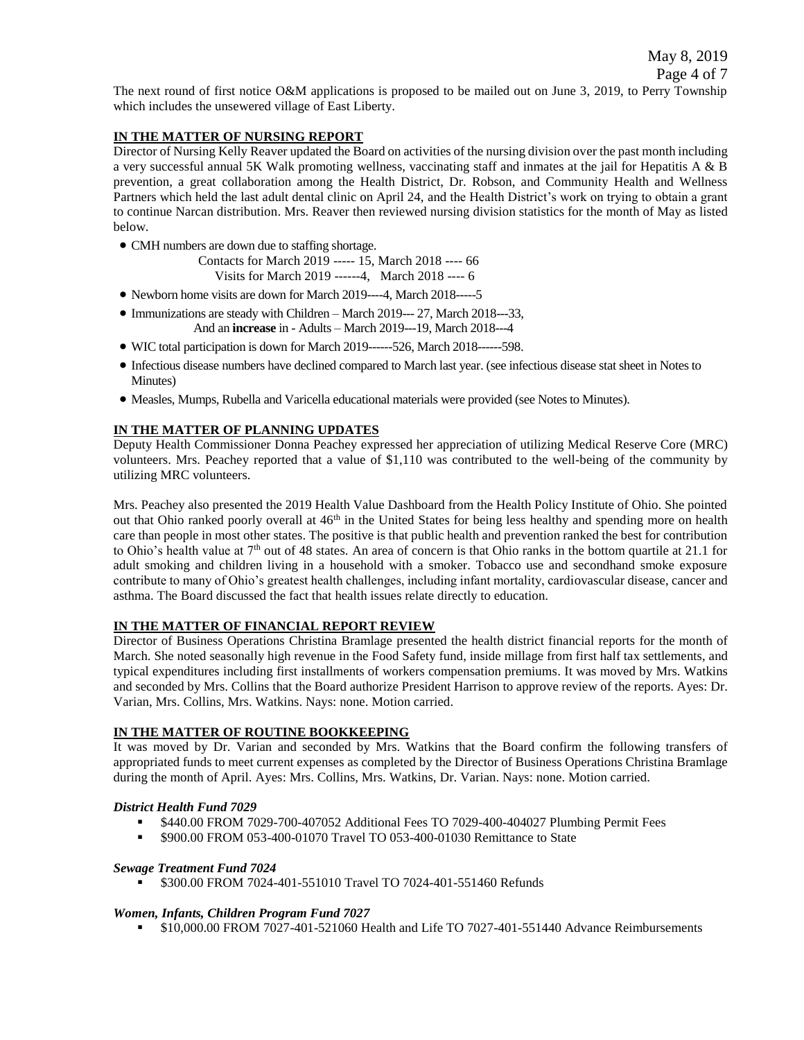The next round of first notice O&M applications is proposed to be mailed out on June 3, 2019, to Perry Township which includes the unsewered village of East Liberty.

**IN THE MATTER OF NURSING REPORT**

Director of Nursing Kelly Reaver updated the Board on activities of the nursing division over the past month including a very successful annual 5K Walk promoting wellness, vaccinating staff and inmates at the jail for Hepatitis A & B prevention, a great collaboration among the Health District, Dr. Robson, and Community Health and Wellness Partners which held the last adult dental clinic on April 24, and the Health District's work on trying to obtain a grant to continue Narcan distribution. Mrs. Reaver then reviewed nursing division statistics for the month of May as listed below.

- CMH numbers are down due to staffing shortage.
  Contacts for March 2019 ----- 15, March 2018 ---- 66
  Visits for March 2019 ------4, March 2018 ---- 6
- Newborn home visits are down for March 2019----4, March 2018-----5
- Immunizations are steady with Children – March 2019--- 27, March 2018---33,
  And an **increase** in - Adults – March 2019---19, March 2018---4
- WIC total participation is down for March 2019------526, March 2018------598.
- Infectious disease numbers have declined compared to March last year. (see infectious disease stat sheet in Notes to Minutes)
- Measles, Mumps, Rubella and Varicella educational materials were provided (see Notes to Minutes).

**IN THE MATTER OF PLANNING UPDATES**

Deputy Health Commissioner Donna Peachey expressed her appreciation of utilizing Medical Reserve Core (MRC) volunteers. Mrs. Peachey reported that a value of $1,110 was contributed to the well-being of the community by utilizing MRC volunteers.

Mrs. Peachey also presented the 2019 Health Value Dashboard from the Health Policy Institute of Ohio. She pointed out that Ohio ranked poorly overall at 46th in the United States for being less healthy and spending more on health care than people in most other states. The positive is that public health and prevention ranked the best for contribution to Ohio's health value at 7th out of 48 states. An area of concern is that Ohio ranks in the bottom quartile at 21.1 for adult smoking and children living in a household with a smoker. Tobacco use and secondhand smoke exposure contribute to many of Ohio's greatest health challenges, including infant mortality, cardiovascular disease, cancer and asthma. The Board discussed the fact that health issues relate directly to education.

**IN THE MATTER OF FINANCIAL REPORT REVIEW**

Director of Business Operations Christina Bramlage presented the health district financial reports for the month of March. She noted seasonally high revenue in the Food Safety fund, inside millage from first half tax settlements, and typical expenditures including first installments of workers compensation premiums. It was moved by Mrs. Watkins and seconded by Mrs. Collins that the Board authorize President Harrison to approve review of the reports. Ayes: Dr. Varian, Mrs. Collins, Mrs. Watkins. Nays: none. Motion carried.

**IN THE MATTER OF ROUTINE BOOKKEEPING**

It was moved by Dr. Varian and seconded by Mrs. Watkins that the Board confirm the following transfers of appropriated funds to meet current expenses as completed by the Director of Business Operations Christina Bramlage during the month of April. Ayes: Mrs. Collins, Mrs. Watkins, Dr. Varian. Nays: none. Motion carried.

***District Health Fund 7029***

- $440.00 FROM 7029-700-407052 Additional Fees TO 7029-400-404027 Plumbing Permit Fees
- $900.00 FROM 053-400-01070 Travel TO 053-400-01030 Remittance to State

***Sewage Treatment Fund 7024***

- $300.00 FROM 7024-401-551010 Travel TO 7024-401-551460 Refunds

***Women, Infants, Children Program Fund 7027***

- $10,000.00 FROM 7027-401-521060 Health and Life TO 7027-401-551440 Advance Reimbursements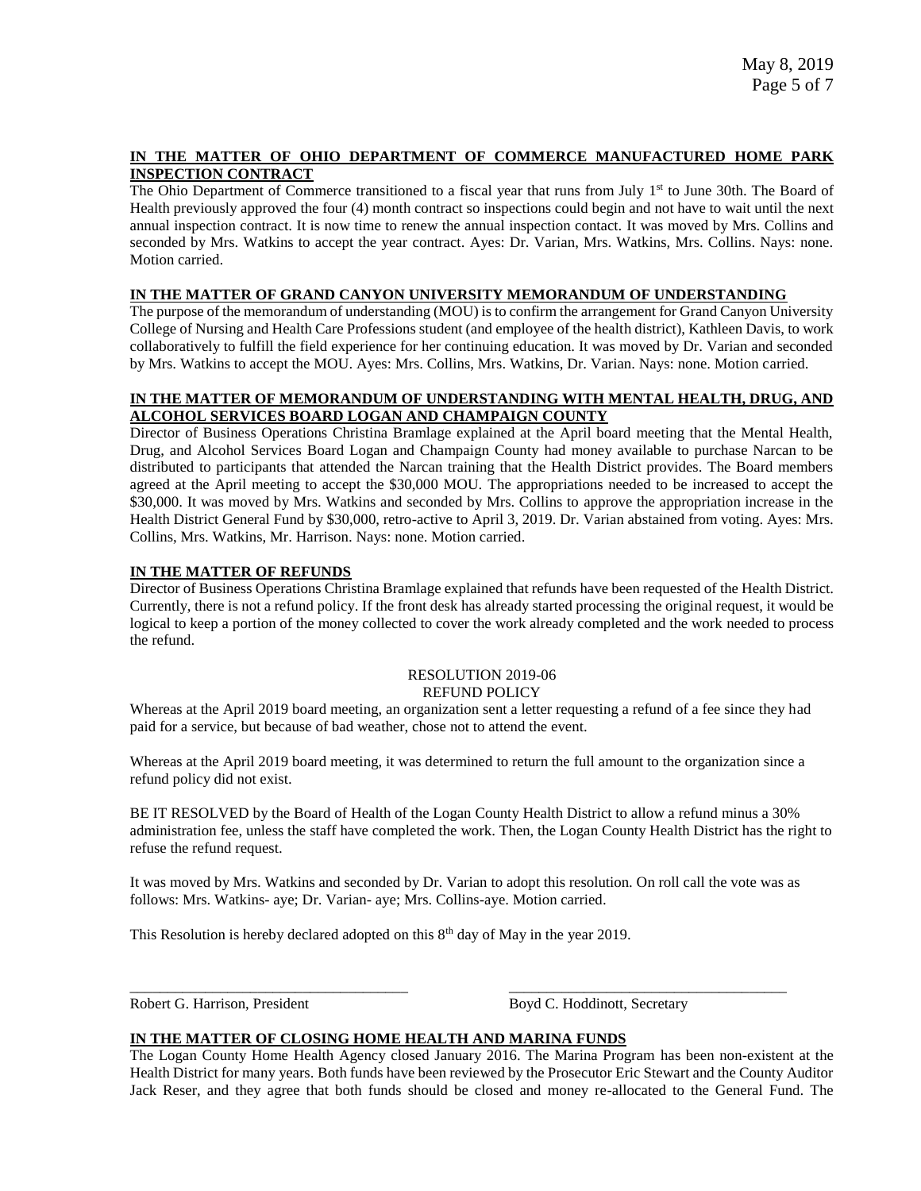**IN THE MATTER OF OHIO DEPARTMENT OF COMMERCE MANUFACTURED HOME PARK INSPECTION CONTRACT**

The Ohio Department of Commerce transitioned to a fiscal year that runs from July 1st to June 30th. The Board of Health previously approved the four (4) month contract so inspections could begin and not have to wait until the next annual inspection contract. It is now time to renew the annual inspection contact. It was moved by Mrs. Collins and seconded by Mrs. Watkins to accept the year contract. Ayes: Dr. Varian, Mrs. Watkins, Mrs. Collins. Nays: none. Motion carried.

**IN THE MATTER OF GRAND CANYON UNIVERSITY MEMORANDUM OF UNDERSTANDING**

The purpose of the memorandum of understanding (MOU) is to confirm the arrangement for Grand Canyon University College of Nursing and Health Care Professions student (and employee of the health district), Kathleen Davis, to work collaboratively to fulfill the field experience for her continuing education. It was moved by Dr. Varian and seconded by Mrs. Watkins to accept the MOU. Ayes: Mrs. Collins, Mrs. Watkins, Dr. Varian. Nays: none. Motion carried.

**IN THE MATTER OF MEMORANDUM OF UNDERSTANDING WITH MENTAL HEALTH, DRUG, AND ALCOHOL SERVICES BOARD LOGAN AND CHAMPAIGN COUNTY**

Director of Business Operations Christina Bramlage explained at the April board meeting that the Mental Health, Drug, and Alcohol Services Board Logan and Champaign County had money available to purchase Narcan to be distributed to participants that attended the Narcan training that the Health District provides. The Board members agreed at the April meeting to accept the $30,000 MOU. The appropriations needed to be increased to accept the $30,000. It was moved by Mrs. Watkins and seconded by Mrs. Collins to approve the appropriation increase in the Health District General Fund by $30,000, retro-active to April 3, 2019. Dr. Varian abstained from voting. Ayes: Mrs. Collins, Mrs. Watkins, Mr. Harrison. Nays: none. Motion carried.

**IN THE MATTER OF REFUNDS**

Director of Business Operations Christina Bramlage explained that refunds have been requested of the Health District. Currently, there is not a refund policy. If the front desk has already started processing the original request, it would be logical to keep a portion of the money collected to cover the work already completed and the work needed to process the refund.

RESOLUTION 2019-06
REFUND POLICY

Whereas at the April 2019 board meeting, an organization sent a letter requesting a refund of a fee since they had paid for a service, but because of bad weather, chose not to attend the event.

Whereas at the April 2019 board meeting, it was determined to return the full amount to the organization since a refund policy did not exist.

BE IT RESOLVED by the Board of Health of the Logan County Health District to allow a refund minus a 30% administration fee, unless the staff have completed the work. Then, the Logan County Health District has the right to refuse the refund request.

It was moved by Mrs. Watkins and seconded by Dr. Varian to adopt this resolution. On roll call the vote was as follows: Mrs. Watkins- aye; Dr. Varian- aye; Mrs. Collins-aye. Motion carried.

This Resolution is hereby declared adopted on this 8th day of May in the year 2019.

\_\_\_\_\_\_\_\_\_\_\_\_\_\_\_\_\_\_\_\_\_\_\_\_\_\_\_\_\_\_\_\_\_\_\_\_
Robert G. Harrison, President

\_\_\_\_\_\_\_\_\_\_\_\_\_\_\_\_\_\_\_\_\_\_\_\_\_\_\_\_\_\_\_\_\_\_\_\_
Boyd C. Hoddinott, Secretary

**IN THE MATTER OF CLOSING HOME HEALTH AND MARINA FUNDS**

The Logan County Home Health Agency closed January 2016. The Marina Program has been non-existent at the Health District for many years. Both funds have been reviewed by the Prosecutor Eric Stewart and the County Auditor Jack Reser, and they agree that both funds should be closed and money re-allocated to the General Fund. The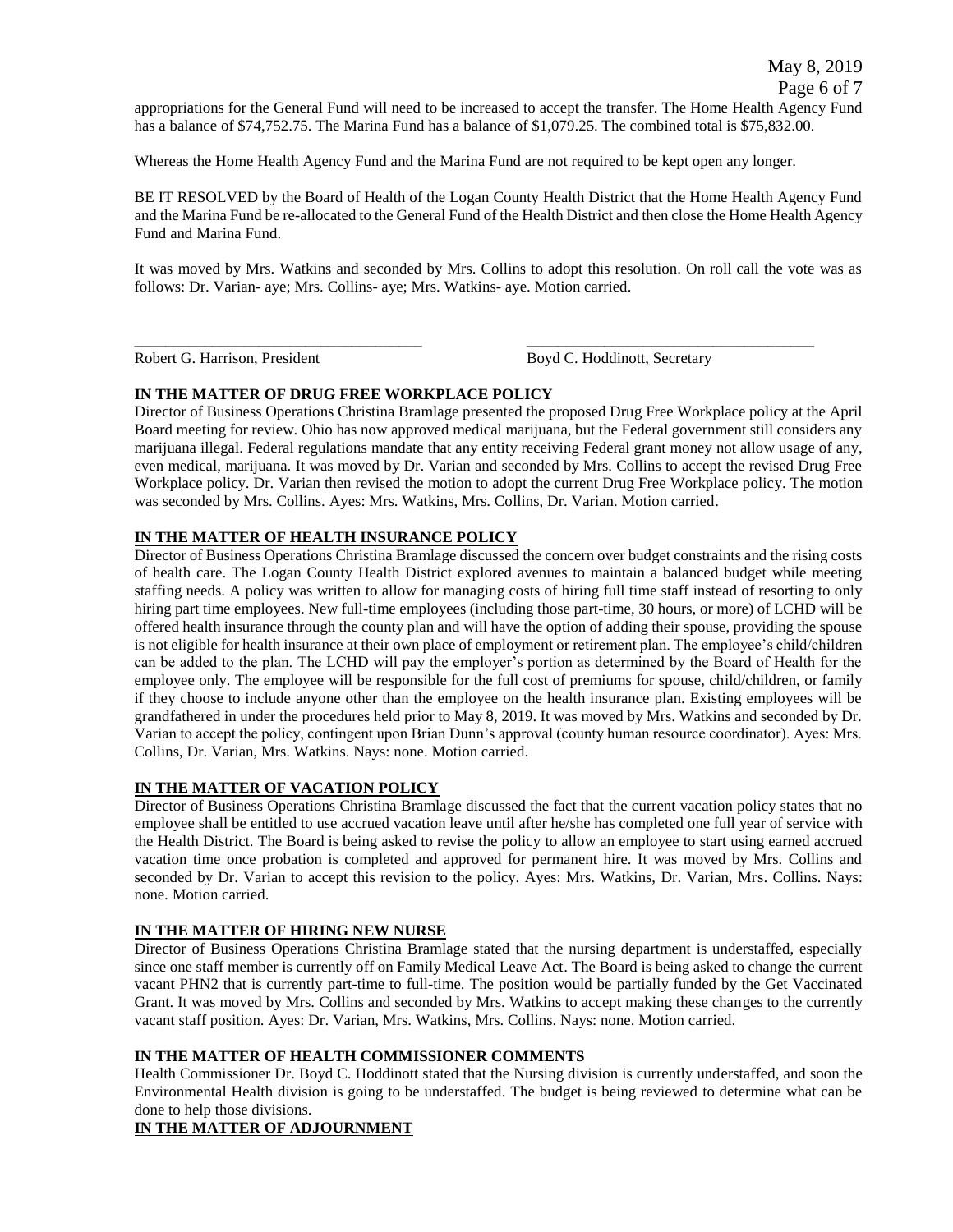appropriations for the General Fund will need to be increased to accept the transfer. The Home Health Agency Fund has a balance of $74,752.75. The Marina Fund has a balance of $1,079.25. The combined total is $75,832.00.

Whereas the Home Health Agency Fund and the Marina Fund are not required to be kept open any longer.

BE IT RESOLVED by the Board of Health of the Logan County Health District that the Home Health Agency Fund and the Marina Fund be re-allocated to the General Fund of the Health District and then close the Home Health Agency Fund and Marina Fund.

It was moved by Mrs. Watkins and seconded by Mrs. Collins to adopt this resolution. On roll call the vote was as follows: Dr. Varian- aye; Mrs. Collins- aye; Mrs. Watkins- aye. Motion carried.

_____________________________________ _____________________________________

Robert G. Harrison, President Boyd C. Hoddinott, Secretary

**IN THE MATTER OF DRUG FREE WORKPLACE POLICY**

Director of Business Operations Christina Bramlage presented the proposed Drug Free Workplace policy at the April Board meeting for review. Ohio has now approved medical marijuana, but the Federal government still considers any marijuana illegal. Federal regulations mandate that any entity receiving Federal grant money not allow usage of any, even medical, marijuana. It was moved by Dr. Varian and seconded by Mrs. Collins to accept the revised Drug Free Workplace policy. Dr. Varian then revised the motion to adopt the current Drug Free Workplace policy. The motion was seconded by Mrs. Collins. Ayes: Mrs. Watkins, Mrs. Collins, Dr. Varian. Motion carried.

**IN THE MATTER OF HEALTH INSURANCE POLICY**

Director of Business Operations Christina Bramlage discussed the concern over budget constraints and the rising costs of health care. The Logan County Health District explored avenues to maintain a balanced budget while meeting staffing needs. A policy was written to allow for managing costs of hiring full time staff instead of resorting to only hiring part time employees. New full-time employees (including those part-time, 30 hours, or more) of LCHD will be offered health insurance through the county plan and will have the option of adding their spouse, providing the spouse is not eligible for health insurance at their own place of employment or retirement plan. The employee's child/children can be added to the plan. The LCHD will pay the employer's portion as determined by the Board of Health for the employee only. The employee will be responsible for the full cost of premiums for spouse, child/children, or family if they choose to include anyone other than the employee on the health insurance plan. Existing employees will be grandfathered in under the procedures held prior to May 8, 2019. It was moved by Mrs. Watkins and seconded by Dr. Varian to accept the policy, contingent upon Brian Dunn's approval (county human resource coordinator). Ayes: Mrs. Collins, Dr. Varian, Mrs. Watkins. Nays: none. Motion carried.

**IN THE MATTER OF VACATION POLICY**

Director of Business Operations Christina Bramlage discussed the fact that the current vacation policy states that no employee shall be entitled to use accrued vacation leave until after he/she has completed one full year of service with the Health District. The Board is being asked to revise the policy to allow an employee to start using earned accrued vacation time once probation is completed and approved for permanent hire. It was moved by Mrs. Collins and seconded by Dr. Varian to accept this revision to the policy. Ayes: Mrs. Watkins, Dr. Varian, Mrs. Collins. Nays: none. Motion carried.

**IN THE MATTER OF HIRING NEW NURSE**

Director of Business Operations Christina Bramlage stated that the nursing department is understaffed, especially since one staff member is currently off on Family Medical Leave Act. The Board is being asked to change the current vacant PHN2 that is currently part-time to full-time. The position would be partially funded by the Get Vaccinated Grant. It was moved by Mrs. Collins and seconded by Mrs. Watkins to accept making these changes to the currently vacant staff position. Ayes: Dr. Varian, Mrs. Watkins, Mrs. Collins. Nays: none. Motion carried.

**IN THE MATTER OF HEALTH COMMISSIONER COMMENTS**

Health Commissioner Dr. Boyd C. Hoddinott stated that the Nursing division is currently understaffed, and soon the Environmental Health division is going to be understaffed. The budget is being reviewed to determine what can be done to help those divisions.

**IN THE MATTER OF ADJOURNMENT**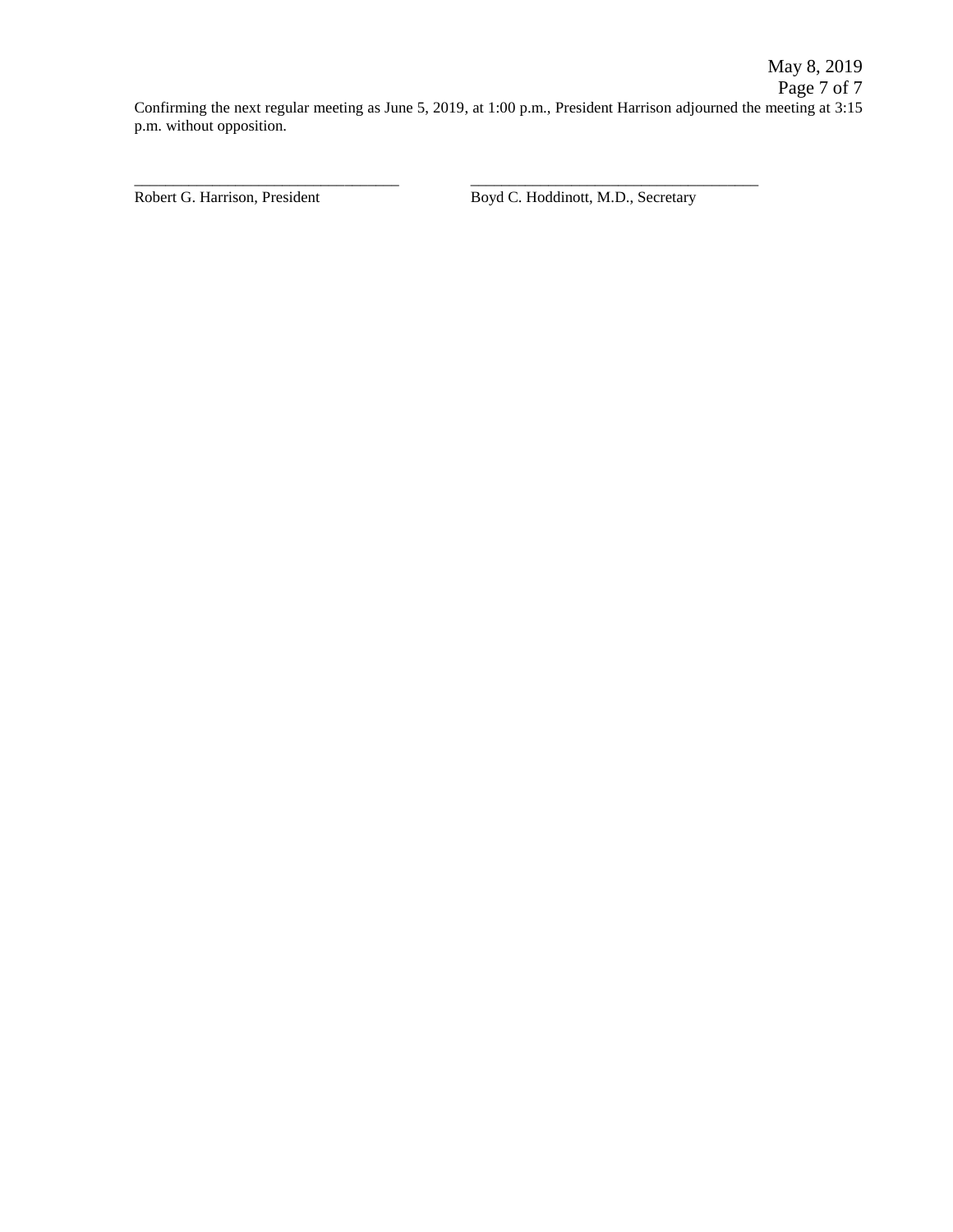Confirming the next regular meeting as June 5, 2019, at 1:00 p.m., President Harrison adjourned the meeting at 3:15 p.m. without opposition.

| | |
|---|---|
| _________________________________ | ____________________________________ |
| Robert G. Harrison, President | Boyd C. Hoddinott, M.D., Secretary |